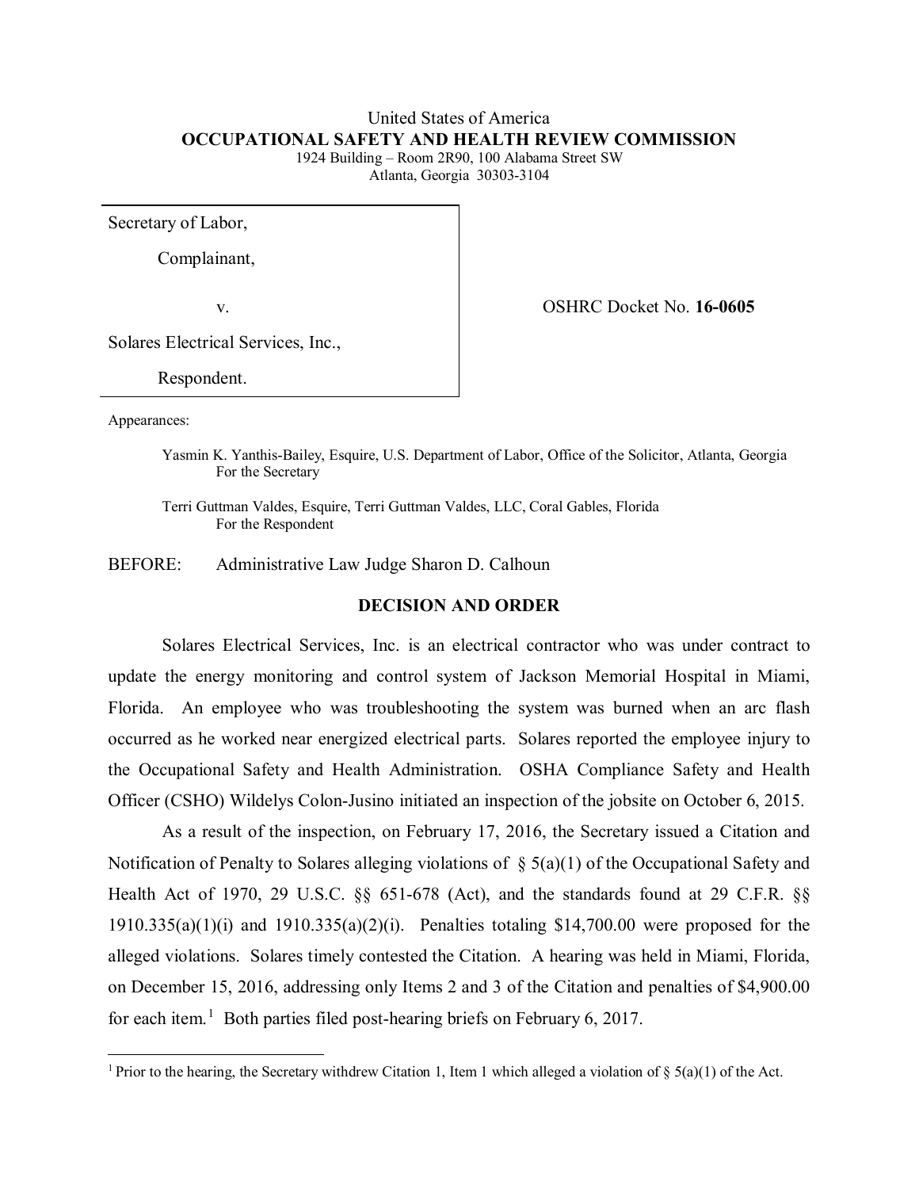United States of America
**OCCUPATIONAL SAFETY AND HEALTH REVIEW COMMISSION**
1924 Building – Room 2R90, 100 Alabama Street SW
Atlanta, Georgia 30303-3104

Secretary of Labor,

Complainant,

v.

Solares Electrical Services, Inc.,

Respondent.

OSHRC Docket No. **16-0605**

Appearances:

Yasmin K. Yanthis-Bailey, Esquire, U.S. Department of Labor, Office of the Solicitor, Atlanta, Georgia
For the Secretary

Terri Guttman Valdes, Esquire, Terri Guttman Valdes, LLC, Coral Gables, Florida
For the Respondent

BEFORE: Administrative Law Judge Sharon D. Calhoun

## DECISION AND ORDER

Solares Electrical Services, Inc. is an electrical contractor who was under contract to update the energy monitoring and control system of Jackson Memorial Hospital in Miami, Florida. An employee who was troubleshooting the system was burned when an arc flash occurred as he worked near energized electrical parts. Solares reported the employee injury to the Occupational Safety and Health Administration. OSHA Compliance Safety and Health Officer (CSHO) Wildelys Colon-Jusino initiated an inspection of the jobsite on October 6, 2015.

As a result of the inspection, on February 17, 2016, the Secretary issued a Citation and Notification of Penalty to Solares alleging violations of § 5(a)(1) of the Occupational Safety and Health Act of 1970, 29 U.S.C. §§ 651-678 (Act), and the standards found at 29 C.F.R. §§ 1910.335(a)(1)(i) and 1910.335(a)(2)(i). Penalties totaling $14,700.00 were proposed for the alleged violations. Solares timely contested the Citation. A hearing was held in Miami, Florida, on December 15, 2016, addressing only Items 2 and 3 of the Citation and penalties of $4,900.00 for each item.[1] Both parties filed post-hearing briefs on February 6, 2017.

[1] Prior to the hearing, the Secretary withdrew Citation 1, Item 1 which alleged a violation of § 5(a)(1) of the Act.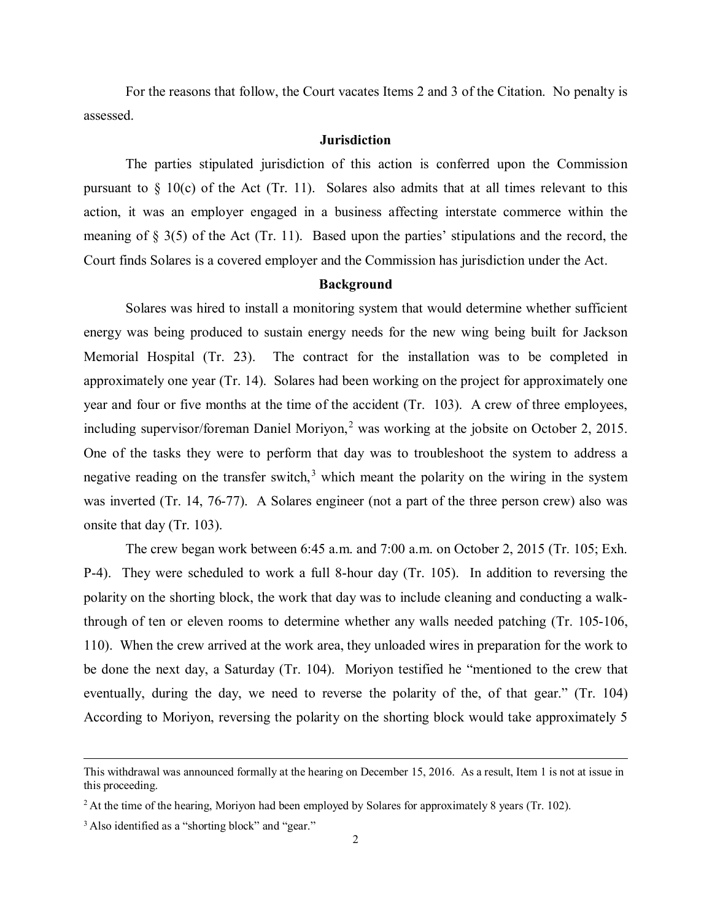For the reasons that follow, the Court vacates Items 2 and 3 of the Citation. No penalty is assessed.

### Jurisdiction

The parties stipulated jurisdiction of this action is conferred upon the Commission pursuant to § 10(c) of the Act (Tr. 11). Solares also admits that at all times relevant to this action, it was an employer engaged in a business affecting interstate commerce within the meaning of § 3(5) of the Act (Tr. 11). Based upon the parties' stipulations and the record, the Court finds Solares is a covered employer and the Commission has jurisdiction under the Act.

### Background

Solares was hired to install a monitoring system that would determine whether sufficient energy was being produced to sustain energy needs for the new wing being built for Jackson Memorial Hospital (Tr. 23). The contract for the installation was to be completed in approximately one year (Tr. 14). Solares had been working on the project for approximately one year and four or five months at the time of the accident (Tr. 103). A crew of three employees, including supervisor/foreman Daniel Moriyon,[2] was working at the jobsite on October 2, 2015. One of the tasks they were to perform that day was to troubleshoot the system to address a negative reading on the transfer switch,[3] which meant the polarity on the wiring in the system was inverted (Tr. 14, 76-77). A Solares engineer (not a part of the three person crew) also was onsite that day (Tr. 103).

The crew began work between 6:45 a.m. and 7:00 a.m. on October 2, 2015 (Tr. 105; Exh. P-4). They were scheduled to work a full 8-hour day (Tr. 105). In addition to reversing the polarity on the shorting block, the work that day was to include cleaning and conducting a walk-through of ten or eleven rooms to determine whether any walls needed patching (Tr. 105-106, 110). When the crew arrived at the work area, they unloaded wires in preparation for the work to be done the next day, a Saturday (Tr. 104). Moriyon testified he "mentioned to the crew that eventually, during the day, we need to reverse the polarity of the, of that gear." (Tr. 104) According to Moriyon, reversing the polarity on the shorting block would take approximately 5

---

This withdrawal was announced formally at the hearing on December 15, 2016. As a result, Item 1 is not at issue in this proceeding.

[2] At the time of the hearing, Moriyon had been employed by Solares for approximately 8 years (Tr. 102).

[3] Also identified as a "shorting block" and "gear."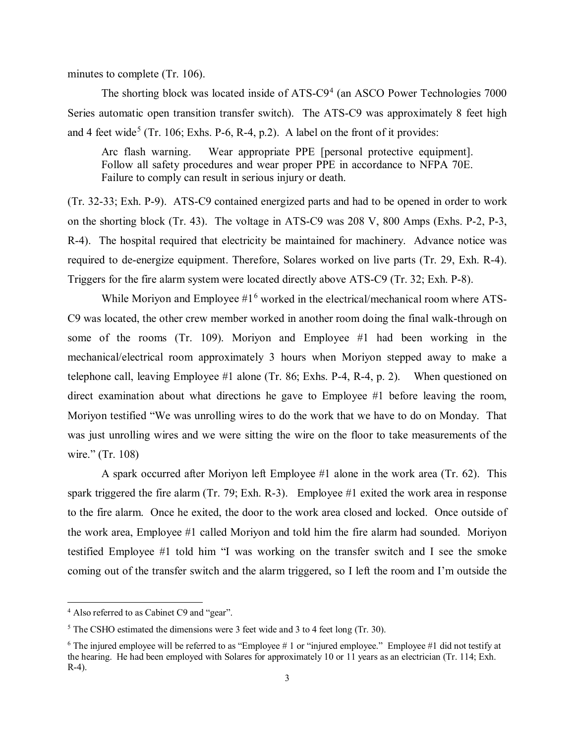minutes to complete (Tr. 106).

The shorting block was located inside of ATS-C9[4] (an ASCO Power Technologies 7000 Series automatic open transition transfer switch). The ATS-C9 was approximately 8 feet high and 4 feet wide[5] (Tr. 106; Exhs. P-6, R-4, p.2). A label on the front of it provides:

> Arc flash warning. Wear appropriate PPE [personal protective equipment]. Follow all safety procedures and wear proper PPE in accordance to NFPA 70E. Failure to comply can result in serious injury or death.

(Tr. 32-33; Exh. P-9). ATS-C9 contained energized parts and had to be opened in order to work on the shorting block (Tr. 43). The voltage in ATS-C9 was 208 V, 800 Amps (Exhs. P-2, P-3, R-4). The hospital required that electricity be maintained for machinery. Advance notice was required to de-energize equipment. Therefore, Solares worked on live parts (Tr. 29, Exh. R-4). Triggers for the fire alarm system were located directly above ATS-C9 (Tr. 32; Exh. P-8).

While Moriyon and Employee #1[6] worked in the electrical/mechanical room where ATS-C9 was located, the other crew member worked in another room doing the final walk-through on some of the rooms (Tr. 109). Moriyon and Employee #1 had been working in the mechanical/electrical room approximately 3 hours when Moriyon stepped away to make a telephone call, leaving Employee #1 alone (Tr. 86; Exhs. P-4, R-4, p. 2). When questioned on direct examination about what directions he gave to Employee #1 before leaving the room, Moriyon testified "We was unrolling wires to do the work that we have to do on Monday. That was just unrolling wires and we were sitting the wire on the floor to take measurements of the wire." (Tr. 108)

A spark occurred after Moriyon left Employee #1 alone in the work area (Tr. 62). This spark triggered the fire alarm (Tr. 79; Exh. R-3). Employee #1 exited the work area in response to the fire alarm. Once he exited, the door to the work area closed and locked. Once outside of the work area, Employee #1 called Moriyon and told him the fire alarm had sounded. Moriyon testified Employee #1 told him "I was working on the transfer switch and I see the smoke coming out of the transfer switch and the alarm triggered, so I left the room and I'm outside the

---

[4] Also referred to as Cabinet C9 and "gear".

[5] The CSHO estimated the dimensions were 3 feet wide and 3 to 4 feet long (Tr. 30).

[6] The injured employee will be referred to as "Employee # 1 or "injured employee." Employee #1 did not testify at the hearing. He had been employed with Solares for approximately 10 or 11 years as an electrician (Tr. 114; Exh. R-4).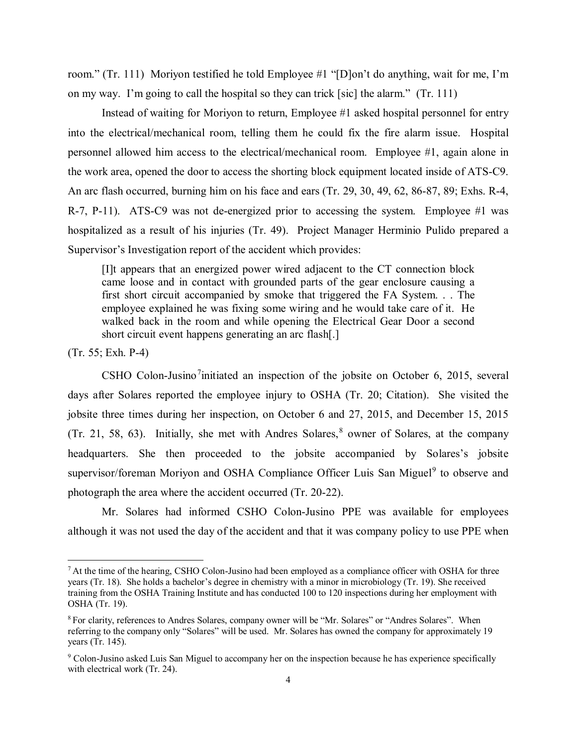room." (Tr. 111) Moriyon testified he told Employee #1 "[D]on't do anything, wait for me, I'm on my way. I'm going to call the hospital so they can trick [sic] the alarm." (Tr. 111)

Instead of waiting for Moriyon to return, Employee #1 asked hospital personnel for entry into the electrical/mechanical room, telling them he could fix the fire alarm issue. Hospital personnel allowed him access to the electrical/mechanical room. Employee #1, again alone in the work area, opened the door to access the shorting block equipment located inside of ATS-C9. An arc flash occurred, burning him on his face and ears (Tr. 29, 30, 49, 62, 86-87, 89; Exhs. R-4, R-7, P-11). ATS-C9 was not de-energized prior to accessing the system. Employee #1 was hospitalized as a result of his injuries (Tr. 49). Project Manager Herminio Pulido prepared a Supervisor's Investigation report of the accident which provides:

> [I]t appears that an energized power wired adjacent to the CT connection block came loose and in contact with grounded parts of the gear enclosure causing a first short circuit accompanied by smoke that triggered the FA System. . . The employee explained he was fixing some wiring and he would take care of it. He walked back in the room and while opening the Electrical Gear Door a second short circuit event happens generating an arc flash[.]

(Tr. 55; Exh. P-4)

CSHO Colon-Jusino[7] initiated an inspection of the jobsite on October 6, 2015, several days after Solares reported the employee injury to OSHA (Tr. 20; Citation). She visited the jobsite three times during her inspection, on October 6 and 27, 2015, and December 15, 2015 (Tr. 21, 58, 63). Initially, she met with Andres Solares,[8] owner of Solares, at the company headquarters. She then proceeded to the jobsite accompanied by Solares's jobsite supervisor/foreman Moriyon and OSHA Compliance Officer Luis San Miguel[9] to observe and photograph the area where the accident occurred (Tr. 20-22).

Mr. Solares had informed CSHO Colon-Jusino PPE was available for employees although it was not used the day of the accident and that it was company policy to use PPE when

---

[7] At the time of the hearing, CSHO Colon-Jusino had been employed as a compliance officer with OSHA for three years (Tr. 18). She holds a bachelor's degree in chemistry with a minor in microbiology (Tr. 19). She received training from the OSHA Training Institute and has conducted 100 to 120 inspections during her employment with OSHA (Tr. 19).

[8] For clarity, references to Andres Solares, company owner will be "Mr. Solares" or "Andres Solares". When referring to the company only "Solares" will be used. Mr. Solares has owned the company for approximately 19 years (Tr. 145).

[9] Colon-Jusino asked Luis San Miguel to accompany her on the inspection because he has experience specifically with electrical work (Tr. 24).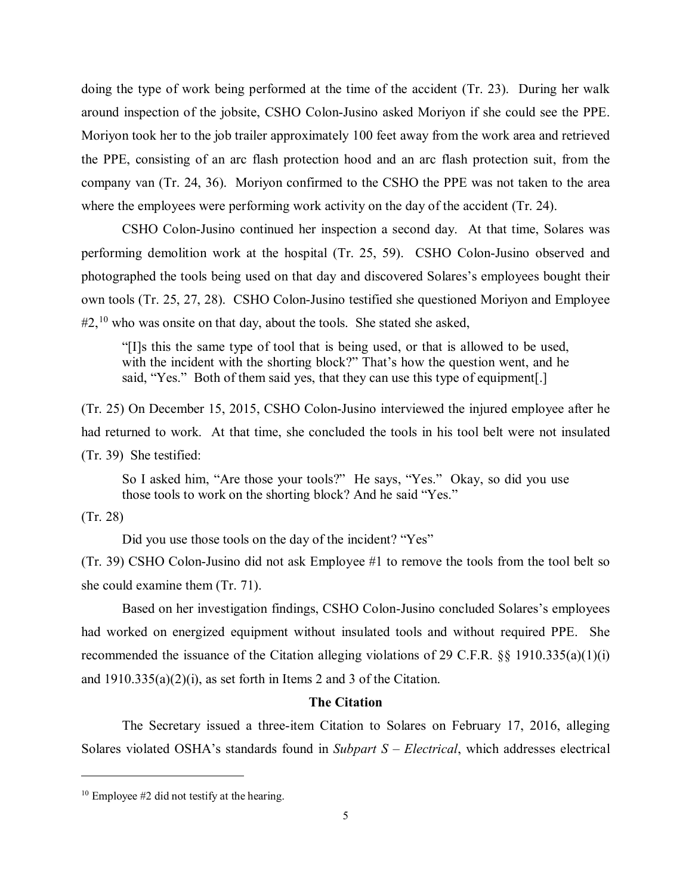doing the type of work being performed at the time of the accident (Tr. 23). During her walk around inspection of the jobsite, CSHO Colon-Jusino asked Moriyon if she could see the PPE. Moriyon took her to the job trailer approximately 100 feet away from the work area and retrieved the PPE, consisting of an arc flash protection hood and an arc flash protection suit, from the company van (Tr. 24, 36). Moriyon confirmed to the CSHO the PPE was not taken to the area where the employees were performing work activity on the day of the accident (Tr. 24).

CSHO Colon-Jusino continued her inspection a second day. At that time, Solares was performing demolition work at the hospital (Tr. 25, 59). CSHO Colon-Jusino observed and photographed the tools being used on that day and discovered Solares's employees bought their own tools (Tr. 25, 27, 28). CSHO Colon-Jusino testified she questioned Moriyon and Employee #2,[10] who was onsite on that day, about the tools. She stated she asked,

> "[I]s this the same type of tool that is being used, or that is allowed to be used, with the incident with the shorting block?" That's how the question went, and he said, "Yes." Both of them said yes, that they can use this type of equipment[.]

(Tr. 25) On December 15, 2015, CSHO Colon-Jusino interviewed the injured employee after he had returned to work. At that time, she concluded the tools in his tool belt were not insulated (Tr. 39) She testified:

> So I asked him, "Are those your tools?" He says, "Yes." Okay, so did you use those tools to work on the shorting block? And he said "Yes."

(Tr. 28)

> Did you use those tools on the day of the incident? "Yes"

(Tr. 39) CSHO Colon-Jusino did not ask Employee #1 to remove the tools from the tool belt so she could examine them (Tr. 71).

Based on her investigation findings, CSHO Colon-Jusino concluded Solares's employees had worked on energized equipment without insulated tools and without required PPE. She recommended the issuance of the Citation alleging violations of 29 C.F.R. §§ 1910.335(a)(1)(i) and 1910.335(a)(2)(i), as set forth in Items 2 and 3 of the Citation.

## The Citation

The Secretary issued a three-item Citation to Solares on February 17, 2016, alleging Solares violated OSHA's standards found in *Subpart S – Electrical*, which addresses electrical

---

[10] Employee #2 did not testify at the hearing.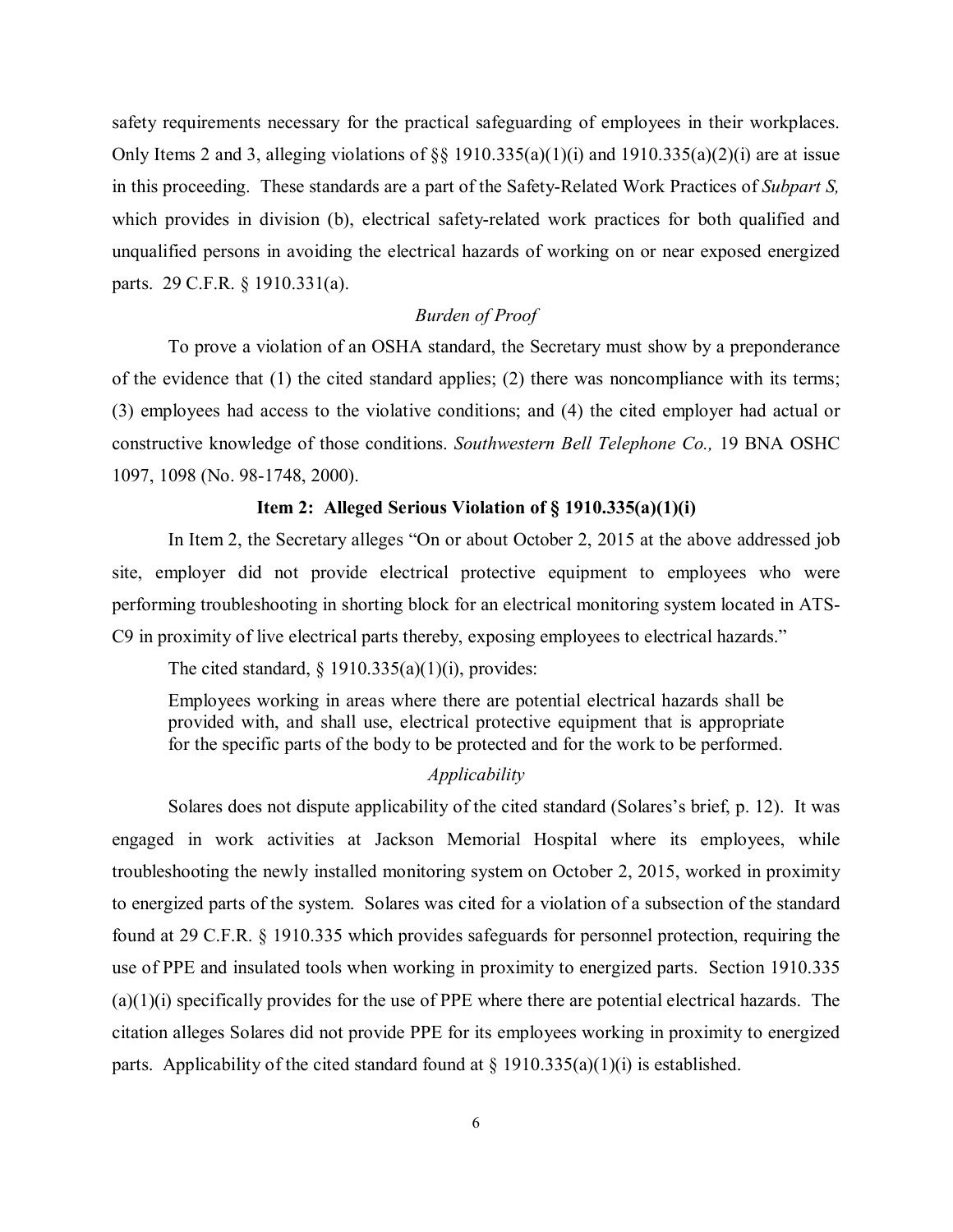safety requirements necessary for the practical safeguarding of employees in their workplaces. Only Items 2 and 3, alleging violations of §§ 1910.335(a)(1)(i) and 1910.335(a)(2)(i) are at issue in this proceeding. These standards are a part of the Safety-Related Work Practices of *Subpart S,* which provides in division (b), electrical safety-related work practices for both qualified and unqualified persons in avoiding the electrical hazards of working on or near exposed energized parts. 29 C.F.R. § 1910.331(a).

*Burden of Proof*

To prove a violation of an OSHA standard, the Secretary must show by a preponderance of the evidence that (1) the cited standard applies; (2) there was noncompliance with its terms; (3) employees had access to the violative conditions; and (4) the cited employer had actual or constructive knowledge of those conditions. *Southwestern Bell Telephone Co.,* 19 BNA OSHC 1097, 1098 (No. 98-1748, 2000).

**Item 2: Alleged Serious Violation of § 1910.335(a)(1)(i)**

In Item 2, the Secretary alleges "On or about October 2, 2015 at the above addressed job site, employer did not provide electrical protective equipment to employees who were performing troubleshooting in shorting block for an electrical monitoring system located in ATS-C9 in proximity of live electrical parts thereby, exposing employees to electrical hazards."

The cited standard, § 1910.335(a)(1)(i), provides:

> Employees working in areas where there are potential electrical hazards shall be provided with, and shall use, electrical protective equipment that is appropriate for the specific parts of the body to be protected and for the work to be performed.

*Applicability*

Solares does not dispute applicability of the cited standard (Solares's brief, p. 12). It was engaged in work activities at Jackson Memorial Hospital where its employees, while troubleshooting the newly installed monitoring system on October 2, 2015, worked in proximity to energized parts of the system. Solares was cited for a violation of a subsection of the standard found at 29 C.F.R. § 1910.335 which provides safeguards for personnel protection, requiring the use of PPE and insulated tools when working in proximity to energized parts. Section 1910.335 (a)(1)(i) specifically provides for the use of PPE where there are potential electrical hazards. The citation alleges Solares did not provide PPE for its employees working in proximity to energized parts. Applicability of the cited standard found at § 1910.335(a)(1)(i) is established.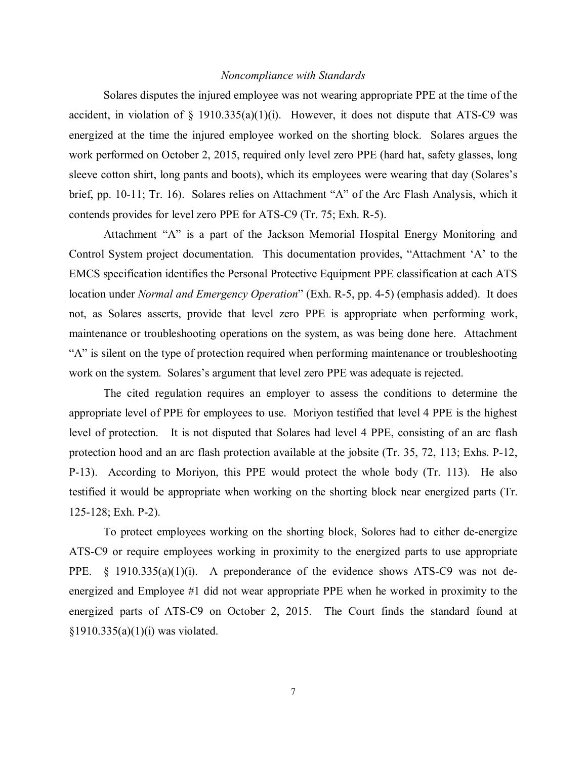*Noncompliance with Standards*

Solares disputes the injured employee was not wearing appropriate PPE at the time of the accident, in violation of § 1910.335(a)(1)(i). However, it does not dispute that ATS-C9 was energized at the time the injured employee worked on the shorting block. Solares argues the work performed on October 2, 2015, required only level zero PPE (hard hat, safety glasses, long sleeve cotton shirt, long pants and boots), which its employees were wearing that day (Solares's brief, pp. 10-11; Tr. 16). Solares relies on Attachment "A" of the Arc Flash Analysis, which it contends provides for level zero PPE for ATS-C9 (Tr. 75; Exh. R-5).

Attachment "A" is a part of the Jackson Memorial Hospital Energy Monitoring and Control System project documentation. This documentation provides, "Attachment 'A' to the EMCS specification identifies the Personal Protective Equipment PPE classification at each ATS location under *Normal and Emergency Operation*" (Exh. R-5, pp. 4-5) (emphasis added). It does not, as Solares asserts, provide that level zero PPE is appropriate when performing work, maintenance or troubleshooting operations on the system, as was being done here. Attachment "A" is silent on the type of protection required when performing maintenance or troubleshooting work on the system. Solares's argument that level zero PPE was adequate is rejected.

The cited regulation requires an employer to assess the conditions to determine the appropriate level of PPE for employees to use. Moriyon testified that level 4 PPE is the highest level of protection. It is not disputed that Solares had level 4 PPE, consisting of an arc flash protection hood and an arc flash protection available at the jobsite (Tr. 35, 72, 113; Exhs. P-12, P-13). According to Moriyon, this PPE would protect the whole body (Tr. 113). He also testified it would be appropriate when working on the shorting block near energized parts (Tr. 125-128; Exh. P-2).

To protect employees working on the shorting block, Solores had to either de-energize ATS-C9 or require employees working in proximity to the energized parts to use appropriate PPE. § 1910.335(a)(1)(i). A preponderance of the evidence shows ATS-C9 was not de-energized and Employee #1 did not wear appropriate PPE when he worked in proximity to the energized parts of ATS-C9 on October 2, 2015. The Court finds the standard found at §1910.335(a)(1)(i) was violated.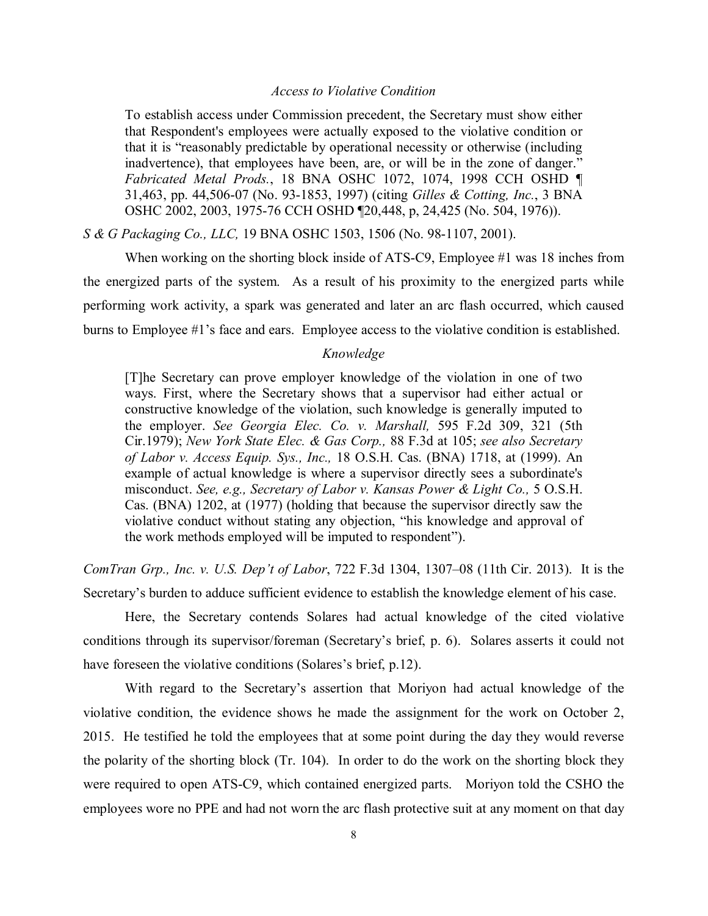*Access to Violative Condition*

> To establish access under Commission precedent, the Secretary must show either that Respondent's employees were actually exposed to the violative condition or that it is "reasonably predictable by operational necessity or otherwise (including inadvertence), that employees have been, are, or will be in the zone of danger." *Fabricated Metal Prods.*, 18 BNA OSHC 1072, 1074, 1998 CCH OSHD ¶ 31,463, pp. 44,506-07 (No. 93-1853, 1997) (citing *Gilles & Cotting, Inc.*, 3 BNA OSHC 2002, 2003, 1975-76 CCH OSHD ¶20,448, p, 24,425 (No. 504, 1976)).

*S & G Packaging Co., LLC,* 19 BNA OSHC 1503, 1506 (No. 98-1107, 2001).

When working on the shorting block inside of ATS-C9, Employee #1 was 18 inches from the energized parts of the system. As a result of his proximity to the energized parts while performing work activity, a spark was generated and later an arc flash occurred, which caused burns to Employee #1's face and ears. Employee access to the violative condition is established.

*Knowledge*

> [T]he Secretary can prove employer knowledge of the violation in one of two ways. First, where the Secretary shows that a supervisor had either actual or constructive knowledge of the violation, such knowledge is generally imputed to the employer. *See Georgia Elec. Co. v. Marshall,* 595 F.2d 309, 321 (5th Cir.1979); *New York State Elec. & Gas Corp.,* 88 F.3d at 105; *see also Secretary of Labor v. Access Equip. Sys., Inc.,* 18 O.S.H. Cas. (BNA) 1718, at (1999). An example of actual knowledge is where a supervisor directly sees a subordinate's misconduct. *See, e.g., Secretary of Labor v. Kansas Power & Light Co.,* 5 O.S.H. Cas. (BNA) 1202, at (1977) (holding that because the supervisor directly saw the violative conduct without stating any objection, "his knowledge and approval of the work methods employed will be imputed to respondent").

*ComTran Grp., Inc. v. U.S. Dep't of Labor*, 722 F.3d 1304, 1307–08 (11th Cir. 2013). It is the Secretary's burden to adduce sufficient evidence to establish the knowledge element of his case.

Here, the Secretary contends Solares had actual knowledge of the cited violative conditions through its supervisor/foreman (Secretary's brief, p. 6). Solares asserts it could not have foreseen the violative conditions (Solares's brief, p.12).

With regard to the Secretary's assertion that Moriyon had actual knowledge of the violative condition, the evidence shows he made the assignment for the work on October 2, 2015. He testified he told the employees that at some point during the day they would reverse the polarity of the shorting block (Tr. 104). In order to do the work on the shorting block they were required to open ATS-C9, which contained energized parts. Moriyon told the CSHO the employees wore no PPE and had not worn the arc flash protective suit at any moment on that day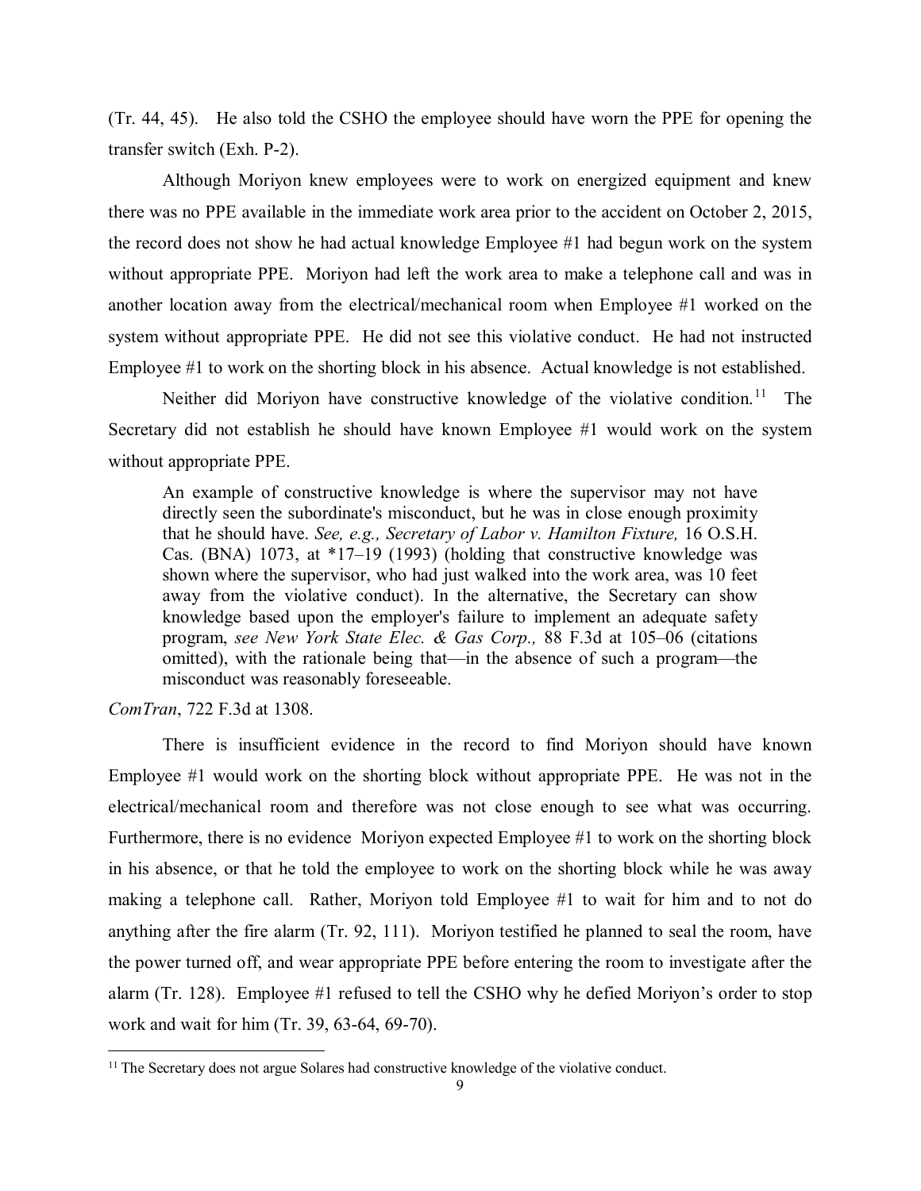(Tr. 44, 45). He also told the CSHO the employee should have worn the PPE for opening the transfer switch (Exh. P-2).

Although Moriyon knew employees were to work on energized equipment and knew there was no PPE available in the immediate work area prior to the accident on October 2, 2015, the record does not show he had actual knowledge Employee #1 had begun work on the system without appropriate PPE. Moriyon had left the work area to make a telephone call and was in another location away from the electrical/mechanical room when Employee #1 worked on the system without appropriate PPE. He did not see this violative conduct. He had not instructed Employee #1 to work on the shorting block in his absence. Actual knowledge is not established.

Neither did Moriyon have constructive knowledge of the violative condition.[11] The Secretary did not establish he should have known Employee #1 would work on the system without appropriate PPE.

> An example of constructive knowledge is where the supervisor may not have directly seen the subordinate's misconduct, but he was in close enough proximity that he should have. *See, e.g., Secretary of Labor v. Hamilton Fixture,* 16 O.S.H. Cas. (BNA) 1073, at *17–19 (1993) (holding that constructive knowledge was shown where the supervisor, who had just walked into the work area, was 10 feet away from the violative conduct). In the alternative, the Secretary can show knowledge based upon the employer's failure to implement an adequate safety program, *see New York State Elec. & Gas Corp.,* 88 F.3d at 105–06 (citations omitted), with the rationale being that—in the absence of such a program—the misconduct was reasonably foreseeable.

*ComTran*, 722 F.3d at 1308.

There is insufficient evidence in the record to find Moriyon should have known Employee #1 would work on the shorting block without appropriate PPE. He was not in the electrical/mechanical room and therefore was not close enough to see what was occurring. Furthermore, there is no evidence Moriyon expected Employee #1 to work on the shorting block in his absence, or that he told the employee to work on the shorting block while he was away making a telephone call. Rather, Moriyon told Employee #1 to wait for him and to not do anything after the fire alarm (Tr. 92, 111). Moriyon testified he planned to seal the room, have the power turned off, and wear appropriate PPE before entering the room to investigate after the alarm (Tr. 128). Employee #1 refused to tell the CSHO why he defied Moriyon's order to stop work and wait for him (Tr. 39, 63-64, 69-70).

[11] The Secretary does not argue Solares had constructive knowledge of the violative conduct.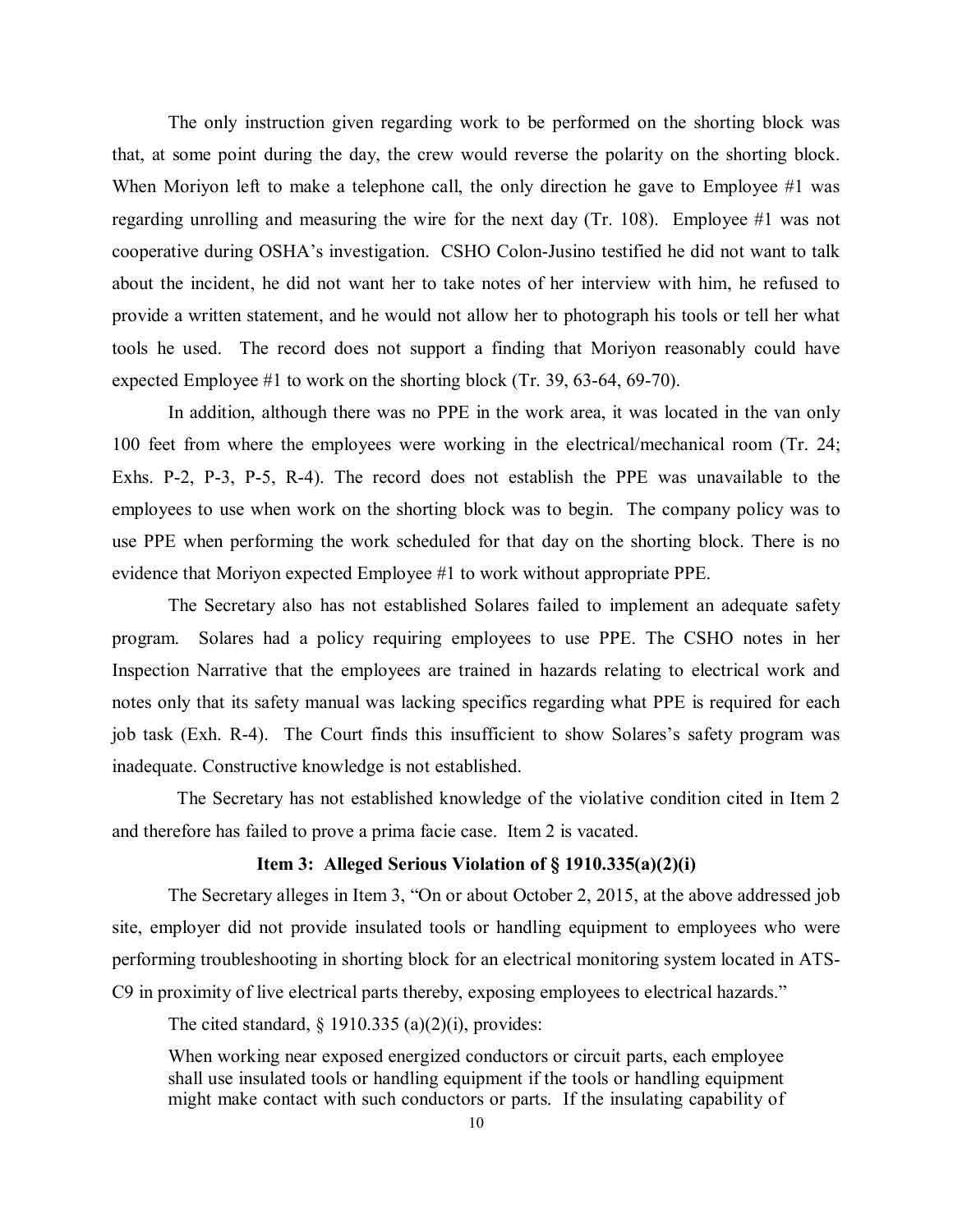The only instruction given regarding work to be performed on the shorting block was that, at some point during the day, the crew would reverse the polarity on the shorting block. When Moriyon left to make a telephone call, the only direction he gave to Employee #1 was regarding unrolling and measuring the wire for the next day (Tr. 108). Employee #1 was not cooperative during OSHA's investigation. CSHO Colon-Jusino testified he did not want to talk about the incident, he did not want her to take notes of her interview with him, he refused to provide a written statement, and he would not allow her to photograph his tools or tell her what tools he used. The record does not support a finding that Moriyon reasonably could have expected Employee #1 to work on the shorting block (Tr. 39, 63-64, 69-70).

In addition, although there was no PPE in the work area, it was located in the van only 100 feet from where the employees were working in the electrical/mechanical room (Tr. 24; Exhs. P-2, P-3, P-5, R-4). The record does not establish the PPE was unavailable to the employees to use when work on the shorting block was to begin. The company policy was to use PPE when performing the work scheduled for that day on the shorting block. There is no evidence that Moriyon expected Employee #1 to work without appropriate PPE.

The Secretary also has not established Solares failed to implement an adequate safety program. Solares had a policy requiring employees to use PPE. The CSHO notes in her Inspection Narrative that the employees are trained in hazards relating to electrical work and notes only that its safety manual was lacking specifics regarding what PPE is required for each job task (Exh. R-4). The Court finds this insufficient to show Solares's safety program was inadequate. Constructive knowledge is not established.

The Secretary has not established knowledge of the violative condition cited in Item 2 and therefore has failed to prove a prima facie case. Item 2 is vacated.

### Item 3: Alleged Serious Violation of § 1910.335(a)(2)(i)

The Secretary alleges in Item 3, "On or about October 2, 2015, at the above addressed job site, employer did not provide insulated tools or handling equipment to employees who were performing troubleshooting in shorting block for an electrical monitoring system located in ATS-C9 in proximity of live electrical parts thereby, exposing employees to electrical hazards."

The cited standard, § 1910.335 (a)(2)(i), provides:

> When working near exposed energized conductors or circuit parts, each employee shall use insulated tools or handling equipment if the tools or handling equipment might make contact with such conductors or parts. If the insulating capability of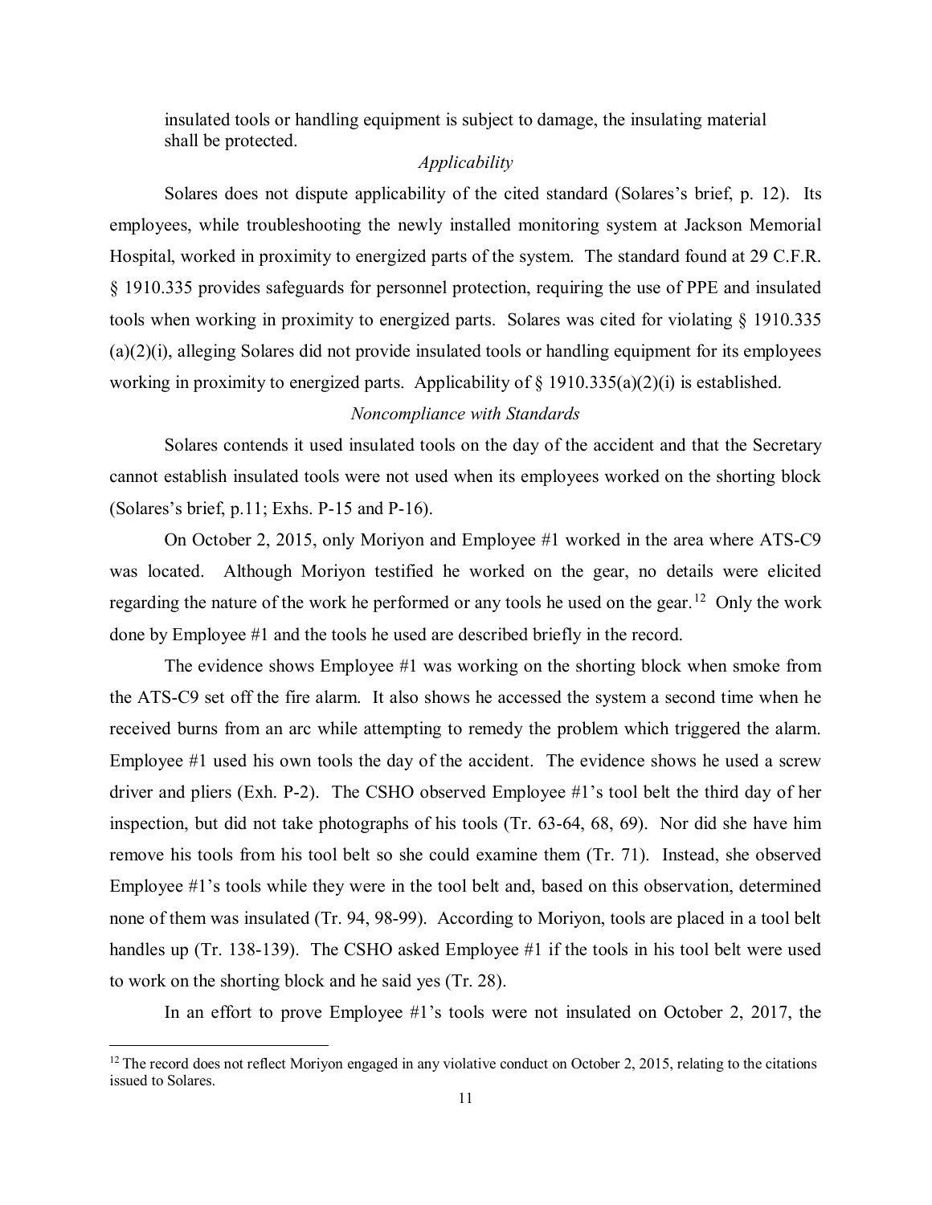insulated tools or handling equipment is subject to damage, the insulating material shall be protected.

*Applicability*

Solares does not dispute applicability of the cited standard (Solares's brief, p. 12). Its employees, while troubleshooting the newly installed monitoring system at Jackson Memorial Hospital, worked in proximity to energized parts of the system. The standard found at 29 C.F.R. § 1910.335 provides safeguards for personnel protection, requiring the use of PPE and insulated tools when working in proximity to energized parts. Solares was cited for violating § 1910.335 (a)(2)(i), alleging Solares did not provide insulated tools or handling equipment for its employees working in proximity to energized parts. Applicability of § 1910.335(a)(2)(i) is established.

*Noncompliance with Standards*

Solares contends it used insulated tools on the day of the accident and that the Secretary cannot establish insulated tools were not used when its employees worked on the shorting block (Solares's brief, p.11; Exhs. P-15 and P-16).

On October 2, 2015, only Moriyon and Employee #1 worked in the area where ATS-C9 was located. Although Moriyon testified he worked on the gear, no details were elicited regarding the nature of the work he performed or any tools he used on the gear.[12] Only the work done by Employee #1 and the tools he used are described briefly in the record.

The evidence shows Employee #1 was working on the shorting block when smoke from the ATS-C9 set off the fire alarm. It also shows he accessed the system a second time when he received burns from an arc while attempting to remedy the problem which triggered the alarm. Employee #1 used his own tools the day of the accident. The evidence shows he used a screw driver and pliers (Exh. P-2). The CSHO observed Employee #1's tool belt the third day of her inspection, but did not take photographs of his tools (Tr. 63-64, 68, 69). Nor did she have him remove his tools from his tool belt so she could examine them (Tr. 71). Instead, she observed Employee #1's tools while they were in the tool belt and, based on this observation, determined none of them was insulated (Tr. 94, 98-99). According to Moriyon, tools are placed in a tool belt handles up (Tr. 138-139). The CSHO asked Employee #1 if the tools in his tool belt were used to work on the shorting block and he said yes (Tr. 28).

In an effort to prove Employee #1's tools were not insulated on October 2, 2017, the

[12] The record does not reflect Moriyon engaged in any violative conduct on October 2, 2015, relating to the citations issued to Solares.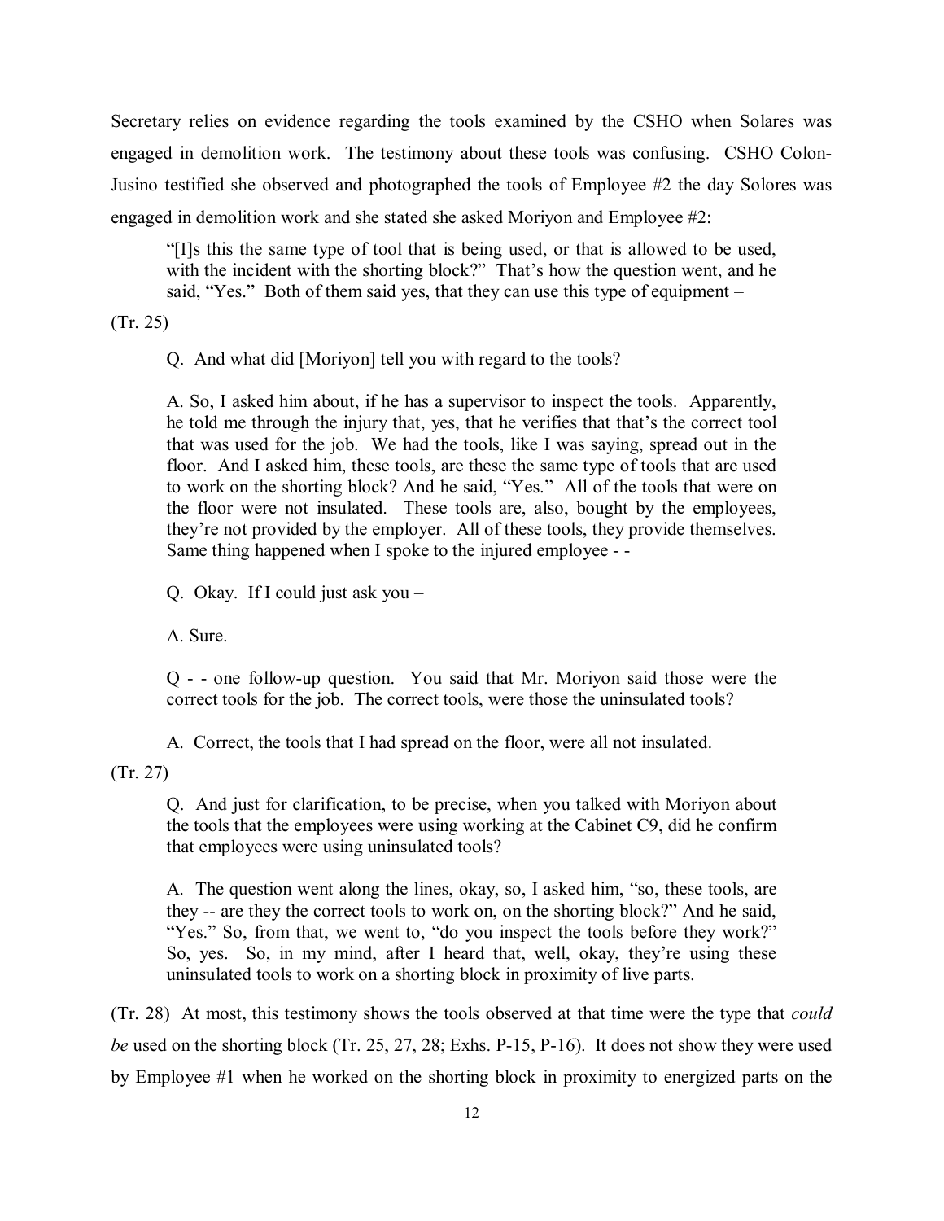Secretary relies on evidence regarding the tools examined by the CSHO when Solares was engaged in demolition work. The testimony about these tools was confusing. CSHO Colon-Jusino testified she observed and photographed the tools of Employee #2 the day Solores was engaged in demolition work and she stated she asked Moriyon and Employee #2:

> "[I]s this the same type of tool that is being used, or that is allowed to be used, with the incident with the shorting block?" That's how the question went, and he said, "Yes." Both of them said yes, that they can use this type of equipment –

(Tr. 25)

> Q. And what did [Moriyon] tell you with regard to the tools?
>
> A. So, I asked him about, if he has a supervisor to inspect the tools. Apparently, he told me through the injury that, yes, that he verifies that that's the correct tool that was used for the job. We had the tools, like I was saying, spread out in the floor. And I asked him, these tools, are these the same type of tools that are used to work on the shorting block? And he said, "Yes." All of the tools that were on the floor were not insulated. These tools are, also, bought by the employees, they're not provided by the employer. All of these tools, they provide themselves. Same thing happened when I spoke to the injured employee - -
>
> Q. Okay. If I could just ask you –
>
> A. Sure.
>
> Q - - one follow-up question. You said that Mr. Moriyon said those were the correct tools for the job. The correct tools, were those the uninsulated tools?
>
> A. Correct, the tools that I had spread on the floor, were all not insulated.

(Tr. 27)

> Q. And just for clarification, to be precise, when you talked with Moriyon about the tools that the employees were using working at the Cabinet C9, did he confirm that employees were using uninsulated tools?
>
> A. The question went along the lines, okay, so, I asked him, "so, these tools, are they -- are they the correct tools to work on, on the shorting block?" And he said, "Yes." So, from that, we went to, "do you inspect the tools before they work?" So, yes. So, in my mind, after I heard that, well, okay, they're using these uninsulated tools to work on a shorting block in proximity of live parts.

(Tr. 28) At most, this testimony shows the tools observed at that time were the type that *could be* used on the shorting block (Tr. 25, 27, 28; Exhs. P-15, P-16). It does not show they were used by Employee #1 when he worked on the shorting block in proximity to energized parts on the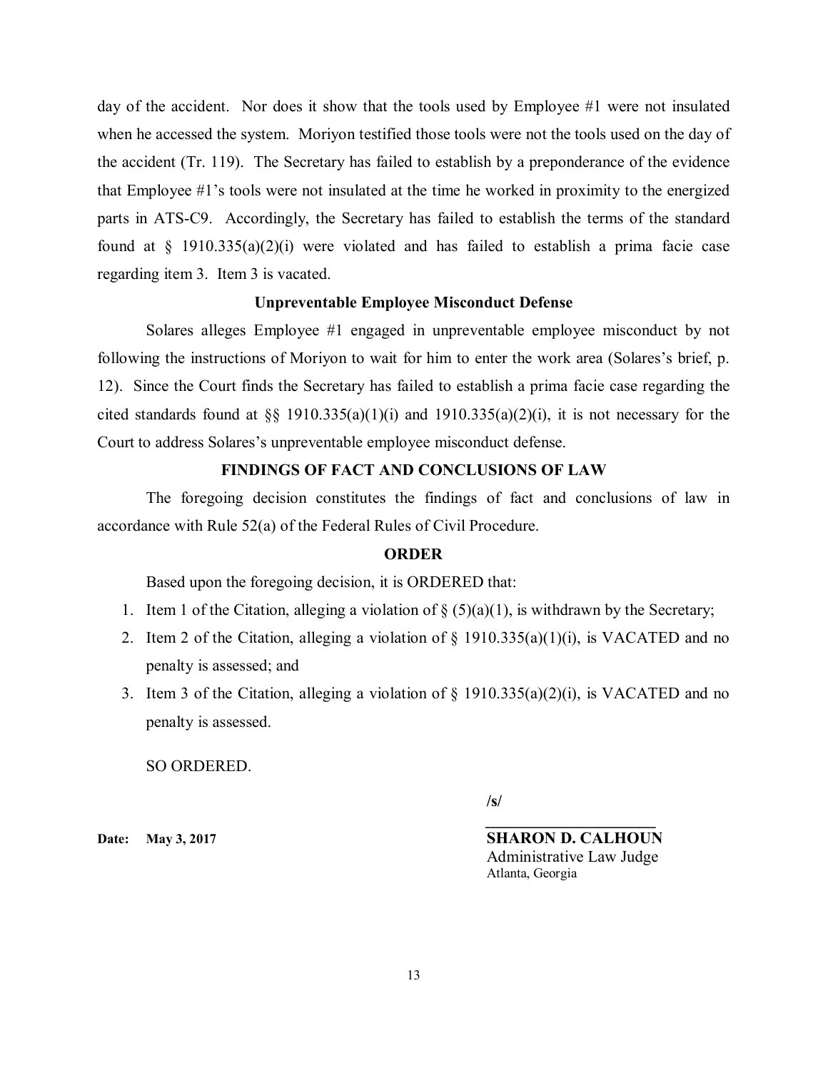day of the accident. Nor does it show that the tools used by Employee #1 were not insulated when he accessed the system. Moriyon testified those tools were not the tools used on the day of the accident (Tr. 119). The Secretary has failed to establish by a preponderance of the evidence that Employee #1's tools were not insulated at the time he worked in proximity to the energized parts in ATS-C9. Accordingly, the Secretary has failed to establish the terms of the standard found at § 1910.335(a)(2)(i) were violated and has failed to establish a prima facie case regarding item 3. Item 3 is vacated.

**Unpreventable Employee Misconduct Defense**

Solares alleges Employee #1 engaged in unpreventable employee misconduct by not following the instructions of Moriyon to wait for him to enter the work area (Solares's brief, p. 12). Since the Court finds the Secretary has failed to establish a prima facie case regarding the cited standards found at §§ 1910.335(a)(1)(i) and 1910.335(a)(2)(i), it is not necessary for the Court to address Solares's unpreventable employee misconduct defense.

**FINDINGS OF FACT AND CONCLUSIONS OF LAW**

The foregoing decision constitutes the findings of fact and conclusions of law in accordance with Rule 52(a) of the Federal Rules of Civil Procedure.

**ORDER**

Based upon the foregoing decision, it is ORDERED that:

1. Item 1 of the Citation, alleging a violation of § (5)(a)(1), is withdrawn by the Secretary;
2. Item 2 of the Citation, alleging a violation of § 1910.335(a)(1)(i), is VACATED and no penalty is assessed; and
3. Item 3 of the Citation, alleging a violation of § 1910.335(a)(2)(i), is VACATED and no penalty is assessed.

SO ORDERED.

**/s/**

**SHARON D. CALHOUN**
Administrative Law Judge
Atlanta, Georgia

**Date: May 3, 2017**